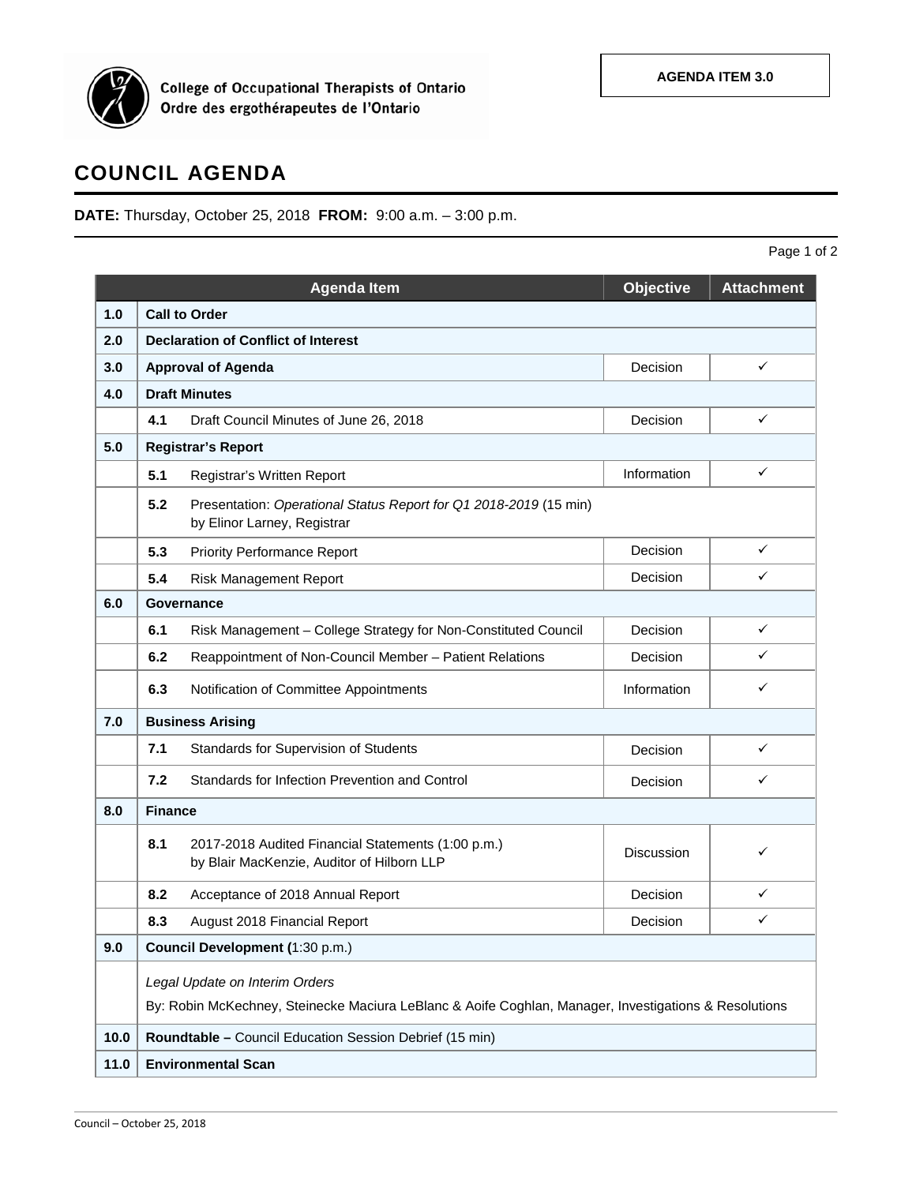College of Occupational Therapists of Ontario
Ordre des ergothérapeutes de l'Ontario

**AGENDA ITEM 3.0**

# COUNCIL AGENDA

**DATE:** Thursday, October 25, 2018 **FROM:** 9:00 a.m. – 3:00 p.m.

| | Agenda Item | Objective | Attachment |
|---|---|---|---|
| **1.0** | **Call to Order** | | |
| **2.0** | **Declaration of Conflict of Interest** | | |
| **3.0** | **Approval of Agenda** | Decision | ✓ |
| **4.0** | **Draft Minutes** | | |
| | **4.1** Draft Council Minutes of June 26, 2018 | Decision | ✓ |
| **5.0** | **Registrar's Report** | | |
| | **5.1** Registrar's Written Report | Information | ✓ |
| | **5.2** Presentation: *Operational Status Report for Q1 2018-2019* (15 min) by Elinor Larney, Registrar | | |
| | **5.3** Priority Performance Report | Decision | ✓ |
| | **5.4** Risk Management Report | Decision | ✓ |
| **6.0** | **Governance** | | |
| | **6.1** Risk Management – College Strategy for Non-Constituted Council | Decision | ✓ |
| | **6.2** Reappointment of Non-Council Member – Patient Relations | Decision | ✓ |
| | **6.3** Notification of Committee Appointments | Information | ✓ |
| **7.0** | **Business Arising** | | |
| | **7.1** Standards for Supervision of Students | Decision | ✓ |
| | **7.2** Standards for Infection Prevention and Control | Decision | ✓ |
| **8.0** | **Finance** | | |
| | **8.1** 2017-2018 Audited Financial Statements (1:00 p.m.) by Blair MacKenzie, Auditor of Hilborn LLP | Discussion | ✓ |
| | **8.2** Acceptance of 2018 Annual Report | Decision | ✓ |
| | **8.3** August 2018 Financial Report | Decision | ✓ |
| **9.0** | **Council Development (**1:30 p.m.) | | |
| | *Legal Update on Interim Orders* By: Robin McKechney, Steinecke Maciura LeBlanc & Aoife Coghlan, Manager, Investigations & Resolutions | | |
| **10.0** | **Roundtable –** Council Education Session Debrief (15 min) | | |
| **11.0** | **Environmental Scan** | | |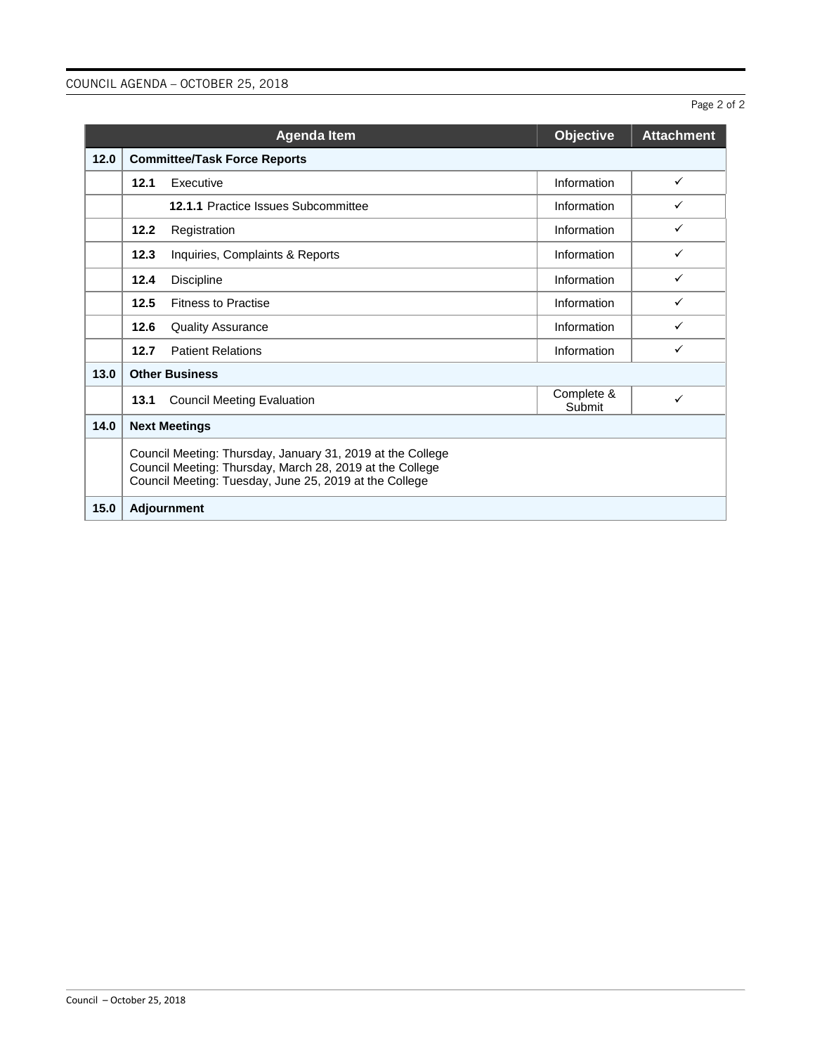| | Agenda Item | Objective | Attachment |
|---|---|---|---|
| **12.0** | **Committee/Task Force Reports** | | |
| | **12.1** Executive | Information | ✓ |
| | **12.1.1** Practice Issues Subcommittee | Information | ✓ |
| | **12.2** Registration | Information | ✓ |
| | **12.3** Inquiries, Complaints & Reports | Information | ✓ |
| | **12.4** Discipline | Information | ✓ |
| | **12.5** Fitness to Practise | Information | ✓ |
| | **12.6** Quality Assurance | Information | ✓ |
| | **12.7** Patient Relations | Information | ✓ |
| **13.0** | **Other Business** | | |
| | **13.1** Council Meeting Evaluation | Complete & Submit | ✓ |
| **14.0** | **Next Meetings** | | |
| | Council Meeting: Thursday, January 31, 2019 at the College<br>Council Meeting: Thursday, March 28, 2019 at the College<br>Council Meeting: Tuesday, June 25, 2019 at the College | | |
| **15.0** | **Adjournment** | | |